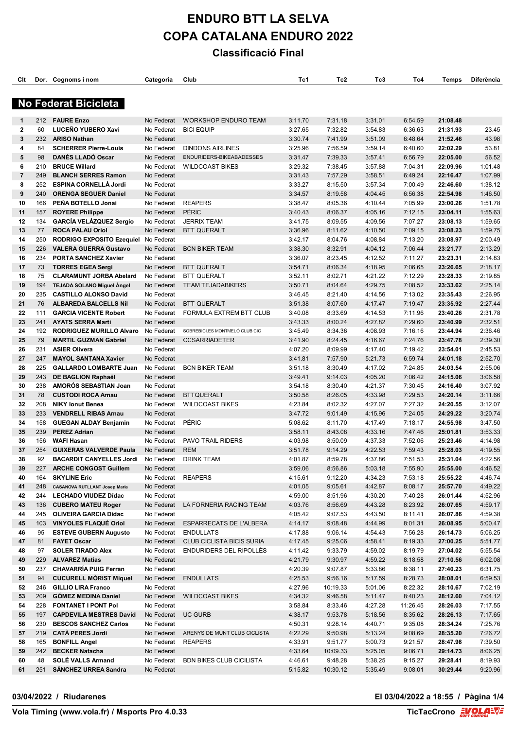# ENDURO BTT LA SELVA
# COPA CATALANA ENDURO 2022
## Classificació Final

### No Federat Bicicleta

| Clt | Dor. | Cognoms i nom | Categoria | Club | Tc1 | Tc2 | Tc3 | Tc4 | Temps | Diferència |
|---|---|---|---|---|---|---|---|---|---|---|
| 1 | 212 | **FAURE Enzo** | No Federat | WORKSHOP ENDURO TEAM | 3:11.70 | 7:31.18 | 3:31.01 | 6:54.59 | **21:08.48** | |
| 2 | 60 | **LUCEÑO YUBERO Xavi** | No Federat | BICI EQUIP | 3:27.65 | 7:32.82 | 3:54.83 | 6:36.63 | **21:31.93** | 23.45 |
| 3 | 232 | **ARISO Nathan** | No Federat | | 3:30.74 | 7:41.99 | 3:51.09 | 6:48.64 | **21:52.46** | 43.98 |
| 4 | 84 | **SCHERRER Pierre-Louis** | No Federat | DINDONS AIRLINES | 3:25.96 | 7:56.59 | 3:59.14 | 6:40.60 | **22:02.29** | 53.81 |
| 5 | 98 | **DANÉS LLADÓ Oscar** | No Federat | ENDURIDERS-BIKEABADESSES | 3:31.47 | 7:39.33 | 3:57.41 | 6:56.79 | **22:05.00** | 56.52 |
| 6 | 210 | **BRUCE Willard** | No Federat | WILDCOAST BIKES | 3:29.32 | 7:38.45 | 3:57.88 | 7:04.31 | **22:09.96** | 1:01.48 |
| 7 | 249 | **BLANCH SERRES Ramon** | No Federat | | 3:31.43 | 7:57.29 | 3:58.51 | 6:49.24 | **22:16.47** | 1:07.99 |
| 8 | 252 | **ESPINA CORNELLÀ Jordi** | No Federat | | 3:33.27 | 8:15.50 | 3:57.34 | 7:00.49 | **22:46.60** | 1:38.12 |
| 9 | 240 | **ORENGA SEGUER Daniel** | No Federat | | 3:34.57 | 8:19.58 | 4:04.45 | 6:56.38 | **22:54.98** | 1:46.50 |
| 10 | 166 | **PEÑA BOTELLO Jonai** | No Federat | REAPERS | 3:38.47 | 8:05.36 | 4:10.44 | 7:05.99 | **23:00.26** | 1:51.78 |
| 11 | 157 | **ROYERE Philippe** | No Federat | PÉRIC | 3:40.43 | 8:06.37 | 4:05.16 | 7:12.15 | **23:04.11** | 1:55.63 |
| 12 | 134 | **GARCÍA VELÁZQUEZ Sergio** | No Federat | JERRIX TEAM | 3:41.75 | 8:09.55 | 4:09.56 | 7:07.27 | **23:08.13** | 1:59.65 |
| 13 | 77 | **ROCA PALAU Oriol** | No Federat | BTT QUERALT | 3:36.96 | 8:11.62 | 4:10.50 | 7:09.15 | **23:08.23** | 1:59.75 |
| 14 | 250 | **RODRIGO EXPOSITO Ezequiel** | No Federat | | 3:42.17 | 8:04.76 | 4:08.84 | 7:13.20 | **23:08.97** | 2:00.49 |
| 15 | 226 | **VALERA GUERRA Gustavo** | No Federat | BCN BIKER TEAM | 3:38.30 | 8:32.91 | 4:04.12 | 7:06.44 | **23:21.77** | 2:13.29 |
| 16 | 234 | **PORTA SANCHEZ Xavier** | No Federat | | 3:36.07 | 8:23.45 | 4:12.52 | 7:11.27 | **23:23.31** | 2:14.83 |
| 17 | 73 | **TORRES EGEA Sergi** | No Federat | BTT QUERALT | 3:54.71 | 8:06.34 | 4:18.95 | 7:06.65 | **23:26.65** | 2:18.17 |
| 18 | 75 | **CLARAMUNT JORBA Abelard** | No Federat | BTT QUERALT | 3:52.11 | 8:02.71 | 4:21.22 | 7:12.29 | **23:28.33** | 2:19.85 |
| 19 | 194 | **TEJADA SOLANO Miguel Ángel** | No Federat | TEAM TEJADABIKERS | 3:50.71 | 8:04.64 | 4:29.75 | 7:08.52 | **23:33.62** | 2:25.14 |
| 20 | 235 | **CASTILLO ALONSO David** | No Federat | | 3:46.45 | 8:21.40 | 4:14.56 | 7:13.02 | **23:35.43** | 2:26.95 |
| 21 | 76 | **ALBAREDA BALCELLS Nil** | No Federat | BTT QUERALT | 3:51.38 | 8:07.60 | 4:17.47 | 7:19.47 | **23:35.92** | 2:27.44 |
| 22 | 111 | **GARCIA VICENTE Robert** | No Federat | FORMULA EXTREM BTT CLUB | 3:40.08 | 8:33.69 | 4:14.53 | 7:11.96 | **23:40.26** | 2:31.78 |
| 23 | 241 | **AYATS SERRA Martí** | No Federat | | 3:43.33 | 8:00.24 | 4:27.82 | 7:29.60 | **23:40.99** | 2:32.51 |
| 24 | 192 | **RODRIGUEZ MURILLO Alvaro** | No Federat | SOBREBICI.ES MONTMELÓ CLUB CIC | 3:45.49 | 8:34.36 | 4:08.93 | 7:16.16 | **23:44.94** | 2:36.46 |
| 25 | 79 | **MARTIL GUZMAN Gabriel** | No Federat | CCSARRIADETER | 3:41.90 | 8:24.45 | 4:16.67 | 7:24.76 | **23:47.78** | 2:39.30 |
| 26 | 231 | **ASIER Olivera** | No Federat | | 4:07.20 | 8:09.99 | 4:17.40 | 7:19.42 | **23:54.01** | 2:45.53 |
| 27 | 247 | **MAYOL SANTANA Xavier** | No Federat | | 3:41.81 | 7:57.90 | 5:21.73 | 6:59.74 | **24:01.18** | 2:52.70 |
| 28 | 225 | **GALLARDO LOMBARTE Juan** | No Federat | BCN BIKER TEAM | 3:51.18 | 8:30.49 | 4:17.02 | 7:24.85 | **24:03.54** | 2:55.06 |
| 29 | 243 | **DE BAGLION Raphaël** | No Federat | | 3:49.41 | 9:14.03 | 4:05.20 | 7:06.42 | **24:15.06** | 3:06.58 |
| 30 | 238 | **AMORÓS SEBASTIAN Joan** | No Federat | | 3:54.18 | 8:30.40 | 4:21.37 | 7:30.45 | **24:16.40** | 3:07.92 |
| 31 | 78 | **CUSTODI ROCA Arnau** | No Federat | BTTQUERALT | 3:50.58 | 8:26.05 | 4:33.98 | 7:29.53 | **24:20.14** | 3:11.66 |
| 32 | 208 | **NIKY Ionut Benea** | No Federat | WILDCOAST BIKES | 4:23.84 | 8:02.32 | 4:27.07 | 7:27.32 | **24:20.55** | 3:12.07 |
| 33 | 233 | **VENDRELL RIBAS Arnau** | No Federat | | 3:47.72 | 9:01.49 | 4:15.96 | 7:24.05 | **24:29.22** | 3:20.74 |
| 34 | 158 | **GUEGAN ALDAY Benjamin** | No Federat | PÉRIC | 5:08.62 | 8:11.70 | 4:17.49 | 7:18.17 | **24:55.98** | 3:47.50 |
| 35 | 239 | **PEREZ Adrian** | No Federat | | 3:58.11 | 8:43.08 | 4:33.16 | 7:47.46 | **25:01.81** | 3:53.33 |
| 36 | 156 | **WAFI Hasan** | No Federat | PAVO TRAIL RIDERS | 4:03.98 | 8:50.09 | 4:37.33 | 7:52.06 | **25:23.46** | 4:14.98 |
| 37 | 254 | **GUIXERAS VALVERDE Paula** | No Federat | REM | 3:51.78 | 9:14.29 | 4:22.53 | 7:59.43 | **25:28.03** | 4:19.55 |
| 38 | 92 | **BACARDIT CANYELLES Jordi** | No Federat | DRINK TEAM | 4:01.87 | 8:59.78 | 4:37.86 | 7:51.53 | **25:31.04** | 4:22.56 |
| 39 | 227 | **ARCHE CONGOST Guillem** | No Federat | | 3:59.06 | 8:56.86 | 5:03.18 | 7:55.90 | **25:55.00** | 4:46.52 |
| 40 | 164 | **SKYLINE Eric** | No Federat | REAPERS | 4:15.61 | 9:12.20 | 4:34.23 | 7:53.18 | **25:55.22** | 4:46.74 |
| 41 | 248 | **CASANOVA RUTLLANT Josep Maria** | No Federat | | 4:01.05 | 9:05.61 | 4:42.87 | 8:08.17 | **25:57.70** | 4:49.22 |
| 42 | 244 | **LECHADO VIUDEZ Dídac** | No Federat | | 4:59.00 | 8:51.96 | 4:30.20 | 7:40.28 | **26:01.44** | 4:52.96 |
| 43 | 136 | **CUBERO MATEU Roger** | No Federat | LA FORNERIA RACING TEAM | 4:03.76 | 8:56.69 | 4:43.28 | 8:23.92 | **26:07.65** | 4:59.17 |
| 44 | 245 | **OLIVEIRA GARCIA Didac** | No Federat | | 4:05.42 | 9:07.53 | 4:43.50 | 8:11.41 | **26:07.86** | 4:59.38 |
| 45 | 103 | **VINYOLES FLAQUÉ Oriol** | No Federat | ESPARRECATS DE L'ALBERA | 4:14.17 | 9:08.48 | 4:44.99 | 8:01.31 | **26:08.95** | 5:00.47 |
| 46 | 95 | **ESTEVE GUBERN Augusto** | No Federat | ENDULLATS | 4:17.88 | 9:06.14 | 4:54.43 | 7:56.28 | **26:14.73** | 5:06.25 |
| 47 | 81 | **FAYET Oscar** | No Federat | CLUB CICLISTA BICIS SURIA | 4:17.45 | 9:25.06 | 4:58.41 | 8:19.33 | **27:00.25** | 5:51.77 |
| 48 | 97 | **SOLER TIRADO Alex** | No Federat | ENDURIDERS DEL RIPOLLÈS | 4:11.42 | 9:33.79 | 4:59.02 | 8:19.79 | **27:04.02** | 5:55.54 |
| 49 | 229 | **ALVAREZ Matias** | No Federat | | 4:21.79 | 9:30.97 | 4:59.22 | 8:18.58 | **27:10.56** | 6:02.08 |
| 50 | 237 | **CHAVARRÍA PUIG Ferran** | No Federat | | 4:20.39 | 9:07.87 | 5:33.86 | 8:38.11 | **27:40.23** | 6:31.75 |
| 51 | 94 | **CUCURELL MÒRIST Miquel** | No Federat | ENDULLATS | 4:25.53 | 9:56.16 | 5:17.59 | 8:28.73 | **28:08.01** | 6:59.53 |
| 52 | 246 | **GILLIO LIRA Franco** | No Federat | | 4:27.96 | 10:19.33 | 5:01.06 | 8:22.32 | **28:10.67** | 7:02.19 |
| 53 | 209 | **GÓMEZ MEDINA Daniel** | No Federat | WILDCOAST BIKES | 4:34.32 | 9:46.58 | 5:11.47 | 8:40.23 | **28:12.60** | 7:04.12 |
| 54 | 228 | **FONTANET I PONT Pol** | No Federat | | 3:58.84 | 8:33.46 | 4:27.28 | 11:26.45 | **28:26.03** | 7:17.55 |
| 55 | 197 | **CAPDEVILA MESTRES David** | No Federat | UC GURB | 4:38.17 | 9:53.78 | 5:18.56 | 8:35.62 | **28:26.13** | 7:17.65 |
| 56 | 230 | **BESCOS SANCHEZ Carlos** | No Federat | | 4:50.31 | 9:28.14 | 4:40.71 | 9:35.08 | **28:34.24** | 7:25.76 |
| 57 | 219 | **CATÀ PERES Jordi** | No Federat | ARENYS DE MUNT CLUB CICLISTA | 4:22.29 | 9:50.98 | 5:13.24 | 9:08.69 | **28:35.20** | 7:26.72 |
| 58 | 165 | **BONFILL Angel** | No Federat | REAPERS | 4:33.91 | 9:51.77 | 5:00.73 | 9:21.57 | **28:47.98** | 7:39.50 |
| 59 | 242 | **BECKER Natacha** | No Federat | | 4:33.64 | 10:09.33 | 5:25.05 | 9:06.71 | **29:14.73** | 8:06.25 |
| 60 | 48 | **SOLÉ VALLS Armand** | No Federat | BDN BIKES CLUB CICILISTA | 4:46.61 | 9:48.28 | 5:38.25 | 9:15.27 | **29:28.41** | 8:19.93 |
| 61 | 251 | **SÁNCHEZ URREA Sandra** | No Federat | | 5:15.82 | 10:30.12 | 5:35.49 | 9:08.01 | **30:29.44** | 9:20.96 |

**03/04/2022 / Riudarenes**

**El 03/04/2022 a 18:55**

**Vola Timing (www.vola.fr) / Msports Pro 4.0.33**

**TicTacCrono**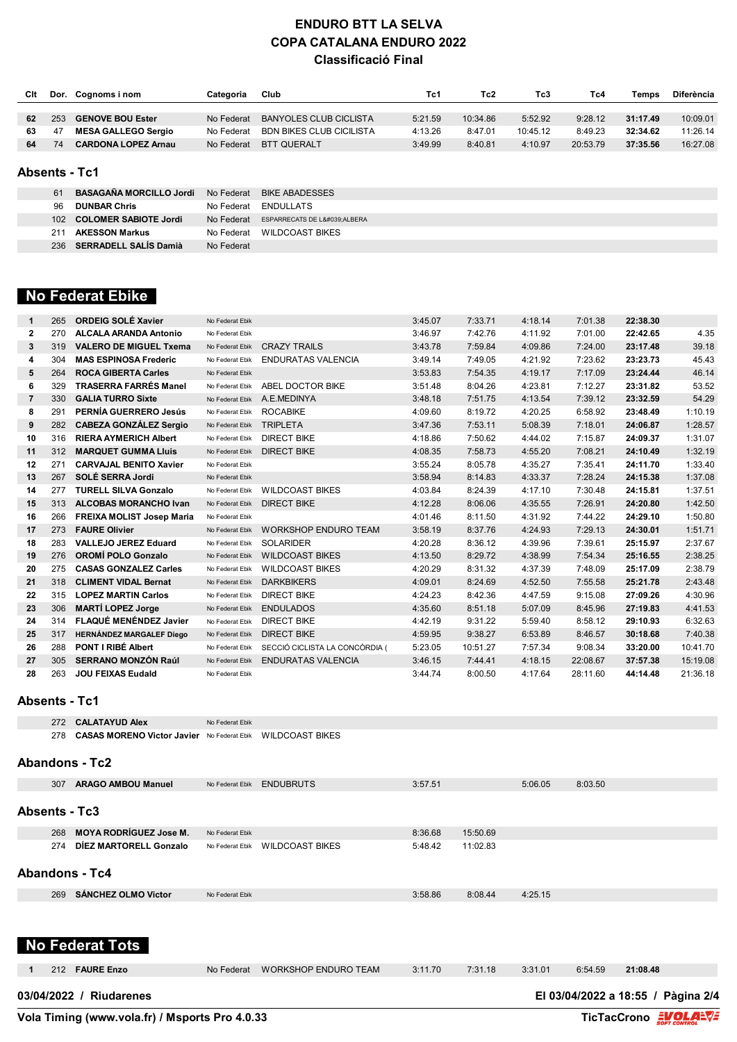# ENDURO BTT LA SELVA
# COPA CATALANA ENDURO 2022
## Classificació Final

| Clt | Dor. | Cognoms i nom | Categoria | Club | Tc1 | Tc2 | Tc3 | Tc4 | Temps | Diferència |
|---|---|---|---|---|---|---|---|---|---|---|
| 62 | 253 | **GENOVE BOU Ester** | No Federat | BANYOLES CLUB CICLISTA | 5:21.59 | 10:34.86 | 5:52.92 | 9:28.12 | **31:17.49** | 10:09.01 |
| 63 | 47 | **MESA GALLEGO Sergio** | No Federat | BDN BIKES CLUB CICILISTA | 4:13.26 | 8:47.01 | 10:45.12 | 8:49.23 | **32:34.62** | 11:26.14 |
| 64 | 74 | **CARDONA LOPEZ Arnau** | No Federat | BTT QUERALT | 3:49.99 | 8:40.81 | 4:10.97 | 20:53.79 | **37:35.56** | 16:27.08 |

### Absents - Tc1

| Dor. | Cognoms i nom | Categoria | Club |
|---|---|---|---|
| 61 | **BASAGAÑA MORCILLO Jordi** | No Federat | BIKE ABADESSES |
| 96 | **DUNBAR Chris** | No Federat | ENDULLATS |
| 102 | **COLOMER SABIOTE Jordi** | No Federat | ESPARRECATS DE L&#039;ALBERA |
| 211 | **AKESSON Markus** | No Federat | WILDCOAST BIKES |
| 236 | **SERRADELL SALÍS Damià** | No Federat | |

## No Federat Ebike

| Clt | Dor. | Cognoms i nom | Categoria | Club | Tc1 | Tc2 | Tc3 | Tc4 | Temps | Diferència |
|---|---|---|---|---|---|---|---|---|---|---|
| 1 | 265 | **ORDEIG SOLÉ Xavier** | No Federat Ebik | | 3:45.07 | 7:33.71 | 4:18.14 | 7:01.38 | **22:38.30** | |
| 2 | 270 | **ALCALA ARANDA Antonio** | No Federat Ebik | | 3:46.97 | 7:42.76 | 4:11.92 | 7:01.00 | **22:42.65** | 4.35 |
| 3 | 319 | **VALERO DE MIGUEL Txema** | No Federat Ebik | CRAZY TRAILS | 3:43.78 | 7:59.84 | 4:09.86 | 7:24.00 | **23:17.48** | 39.18 |
| 4 | 304 | **MAS ESPINOSA Frederic** | No Federat Ebik | ENDURATAS VALENCIA | 3:49.14 | 7:49.05 | 4:21.92 | 7:23.62 | **23:23.73** | 45.43 |
| 5 | 264 | **ROCA GIBERTA Carles** | No Federat Ebik | | 3:53.83 | 7:54.35 | 4:19.17 | 7:17.09 | **23:24.44** | 46.14 |
| 6 | 329 | **TRASERRA FARRÉS Manel** | No Federat Ebik | ABEL DOCTOR BIKE | 3:51.48 | 8:04.26 | 4:23.81 | 7:12.27 | **23:31.82** | 53.52 |
| 7 | 330 | **GALIA TURRO Sixte** | No Federat Ebik | A.E.MEDINYA | 3:48.18 | 7:51.75 | 4:13.54 | 7:39.12 | **23:32.59** | 54.29 |
| 8 | 291 | **PERNÍA GUERRERO Jesús** | No Federat Ebik | ROCABIKE | 4:09.60 | 8:19.72 | 4:20.25 | 6:58.92 | **23:48.49** | 1:10.19 |
| 9 | 282 | **CABEZA GONZÁLEZ Sergio** | No Federat Ebik | TRIPLETA | 3:47.36 | 7:53.11 | 5:08.39 | 7:18.01 | **24:06.87** | 1:28.57 |
| 10 | 316 | **RIERA AYMERICH Albert** | No Federat Ebik | DIRECT BIKE | 4:18.86 | 7:50.62 | 4:44.02 | 7:15.87 | **24:09.37** | 1:31.07 |
| 11 | 312 | **MARQUET GUMMA Lluís** | No Federat Ebik | DIRECT BIKE | 4:08.35 | 7:58.73 | 4:55.20 | 7:08.21 | **24:10.49** | 1:32.19 |
| 12 | 271 | **CARVAJAL BENITO Xavier** | No Federat Ebik | | 3:55.24 | 8:05.78 | 4:35.27 | 7:35.41 | **24:11.70** | 1:33.40 |
| 13 | 267 | **SOLÉ SERRA Jordi** | No Federat Ebik | | 3:58.94 | 8:14.83 | 4:33.37 | 7:28.24 | **24:15.38** | 1:37.08 |
| 14 | 277 | **TURELL SILVA Gonzalo** | No Federat Ebik | WILDCOAST BIKES | 4:03.84 | 8:24.39 | 4:17.10 | 7:30.48 | **24:15.81** | 1:37.51 |
| 15 | 313 | **ALCOBAS MORANCHO Ivan** | No Federat Ebik | DIRECT BIKE | 4:12.28 | 8:06.06 | 4:35.55 | 7:26.91 | **24:20.80** | 1:42.50 |
| 16 | 266 | **FREIXA MOLIST Josep Maria** | No Federat Ebik | | 4:01.46 | 8:11.50 | 4:31.92 | 7:44.22 | **24:29.10** | 1:50.80 |
| 17 | 273 | **FAURE Olivier** | No Federat Ebik | WORKSHOP ENDURO TEAM | 3:58.19 | 8:37.76 | 4:24.93 | 7:29.13 | **24:30.01** | 1:51.71 |
| 18 | 283 | **VALLEJO JEREZ Eduard** | No Federat Ebik | SOLARIDER | 4:20.28 | 8:36.12 | 4:39.96 | 7:39.61 | **25:15.97** | 2:37.67 |
| 19 | 276 | **OROMÍ POLO Gonzalo** | No Federat Ebik | WILDCOAST BIKES | 4:13.50 | 8:29.72 | 4:38.99 | 7:54.34 | **25:16.55** | 2:38.25 |
| 20 | 275 | **CASAS GONZALEZ Carles** | No Federat Ebik | WILDCOAST BIKES | 4:20.29 | 8:31.32 | 4:37.39 | 7:48.09 | **25:17.09** | 2:38.79 |
| 21 | 318 | **CLIMENT VIDAL Bernat** | No Federat Ebik | DARKBIKERS | 4:09.01 | 8:24.69 | 4:52.50 | 7:55.58 | **25:21.78** | 2:43.48 |
| 22 | 315 | **LOPEZ MARTIN Carlos** | No Federat Ebik | DIRECT BIKE | 4:24.23 | 8:42.36 | 4:47.59 | 9:15.08 | **27:09.26** | 4:30.96 |
| 23 | 306 | **MARTÍ LOPEZ Jorge** | No Federat Ebik | ENDULADOS | 4:35.60 | 8:51.18 | 5:07.09 | 8:45.96 | **27:19.83** | 4:41.53 |
| 24 | 314 | **FLAQUÉ MENÉNDEZ Javier** | No Federat Ebik | DIRECT BIKE | 4:42.19 | 9:31.22 | 5:59.40 | 8:58.12 | **29:10.93** | 6:32.63 |
| 25 | 317 | **HERNÁNDEZ MARGALEF Diego** | No Federat Ebik | DIRECT BIKE | 4:59.95 | 9:38.27 | 6:53.89 | 8:46.57 | **30:18.68** | 7:40.38 |
| 26 | 288 | **PONT I RIBÉ Albert** | No Federat Ebik | SECCIÓ CICLISTA LA CONCÒRDIA ( | 5:23.05 | 10:51.27 | 7:57.34 | 9:08.34 | **33:20.00** | 10:41.70 |
| 27 | 305 | **SERRANO MONZÓN Raúl** | No Federat Ebik | ENDURATAS VALENCIA | 3:46.15 | 7:44.41 | 4:18.15 | 22:08.67 | **37:57.38** | 15:19.08 |
| 28 | 263 | **JOU FEIXAS Eudald** | No Federat Ebik | | 3:44.74 | 8:00.50 | 4:17.64 | 28:11.60 | **44:14.48** | 21:36.18 |

### Absents - Tc1

| Dor. | Cognoms i nom | Categoria | Club |
|---|---|---|---|
| 272 | **CALATAYUD Alex** | No Federat Ebik | |
| 278 | **CASAS MORENO Victor Javier** | No Federat Ebik | WILDCOAST BIKES |

### Abandons - Tc2

| Dor. | Cognoms i nom | Categoria | Club | Tc1 | Tc2 | Tc3 | Tc4 |
|---|---|---|---|---|---|---|---|
| 307 | **ARAGO AMBOU Manuel** | No Federat Ebik | ENDUBRUTS | 3:57.51 | | 5:06.05 | 8:03.50 |

### Absents - Tc3

| Dor. | Cognoms i nom | Categoria | Club | Tc1 | Tc2 |
|---|---|---|---|---|---|
| 268 | **MOYA RODRÍGUEZ Jose M.** | No Federat Ebik | | 8:36.68 | 15:50.69 |
| 274 | **DÍEZ MARTORELL Gonzalo** | No Federat Ebik | WILDCOAST BIKES | 5:48.42 | 11:02.83 |

### Abandons - Tc4

| Dor. | Cognoms i nom | Categoria | Club | Tc1 | Tc2 | Tc3 |
|---|---|---|---|---|---|---|
| 269 | **SÁNCHEZ OLMO Victor** | No Federat Ebik | | 3:58.86 | 8:08.44 | 4:25.15 |

## No Federat Tots

| Clt | Dor. | Cognoms i nom | Categoria | Club | Tc1 | Tc2 | Tc3 | Tc4 | Temps | Diferència |
|---|---|---|---|---|---|---|---|---|---|---|
| 1 | 212 | **FAURE Enzo** | No Federat | WORKSHOP ENDURO TEAM | 3:11.70 | 7:31.18 | 3:31.01 | 6:54.59 | **21:08.48** | |

**03/04/2022 / Riudarenes**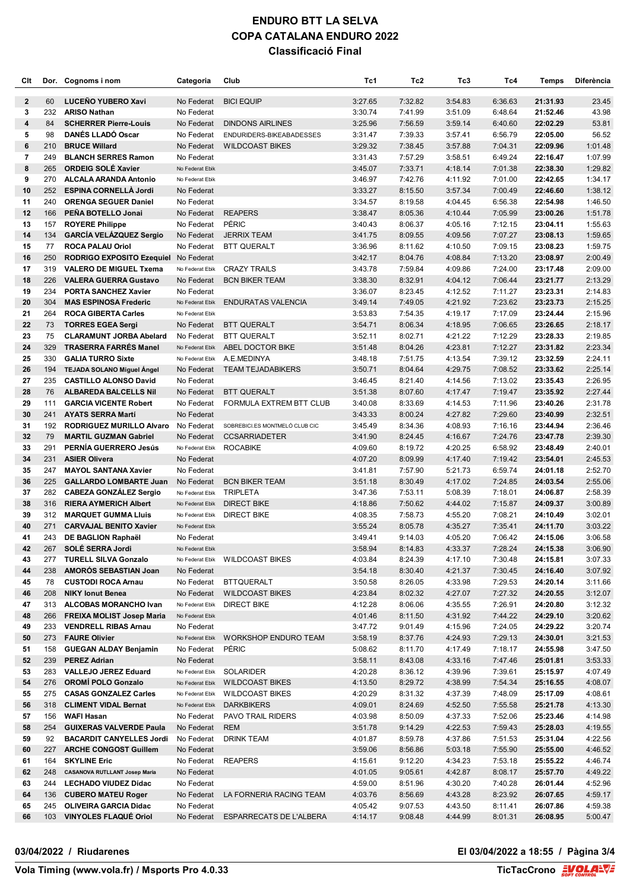# ENDURO BTT LA SELVA
## COPA CATALANA ENDURO 2022
### Classificació Final

| Clt | Dor. | Cognoms i nom | Categoria | Club | Tc1 | Tc2 | Tc3 | Tc4 | Temps | Diferència |
|---|---|---|---|---|---|---|---|---|---|---|
| 2 | 60 | **LUCEÑO YUBERO Xavi** | No Federat | BICI EQUIP | 3:27.65 | 7:32.82 | 3:54.83 | 6:36.63 | **21:31.93** | 23.45 |
| 3 | 232 | **ARISO Nathan** | No Federat | | 3:30.74 | 7:41.99 | 3:51.09 | 6:48.64 | **21:52.46** | 43.98 |
| 4 | 84 | **SCHERRER Pierre-Louis** | No Federat | DINDONS AIRLINES | 3:25.96 | 7:56.59 | 3:59.14 | 6:40.60 | **22:02.29** | 53.81 |
| 5 | 98 | **DANÉS LLADÓ Oscar** | No Federat | ENDURIDERS-BIKEABADESSES | 3:31.47 | 7:39.33 | 3:57.41 | 6:56.79 | **22:05.00** | 56.52 |
| 6 | 210 | **BRUCE Willard** | No Federat | WILDCOAST BIKES | 3:29.32 | 7:38.45 | 3:57.88 | 7:04.31 | **22:09.96** | 1:01.48 |
| 7 | 249 | **BLANCH SERRES Ramon** | No Federat | | 3:31.43 | 7:57.29 | 3:58.51 | 6:49.24 | **22:16.47** | 1:07.99 |
| 8 | 265 | **ORDEIG SOLÉ Xavier** | No Federat Ebik | | 3:45.07 | 7:33.71 | 4:18.14 | 7:01.38 | **22:38.30** | 1:29.82 |
| 9 | 270 | **ALCALA ARANDA Antonio** | No Federat Ebik | | 3:46.97 | 7:42.76 | 4:11.92 | 7:01.00 | **22:42.65** | 1:34.17 |
| 10 | 252 | **ESPINA CORNELLÀ Jordi** | No Federat | | 3:33.27 | 8:15.50 | 3:57.34 | 7:00.49 | **22:46.60** | 1:38.12 |
| 11 | 240 | **ORENGA SEGUER Daniel** | No Federat | | 3:34.57 | 8:19.58 | 4:04.45 | 6:56.38 | **22:54.98** | 1:46.50 |
| 12 | 166 | **PEÑA BOTELLO Jonai** | No Federat | REAPERS | 3:38.47 | 8:05.36 | 4:10.44 | 7:05.99 | **23:00.26** | 1:51.78 |
| 13 | 157 | **ROYERE Philippe** | No Federat | PÉRIC | 3:40.43 | 8:06.37 | 4:05.16 | 7:12.15 | **23:04.11** | 1:55.63 |
| 14 | 134 | **GARCÍA VELÁZQUEZ Sergio** | No Federat | JERRIX TEAM | 3:41.75 | 8:09.55 | 4:09.56 | 7:07.27 | **23:08.13** | 1:59.65 |
| 15 | 77 | **ROCA PALAU Oriol** | No Federat | BTT QUERALT | 3:36.96 | 8:11.62 | 4:10.50 | 7:09.15 | **23:08.23** | 1:59.75 |
| 16 | 250 | **RODRIGO EXPOSITO Ezequiel** | No Federat | | 3:42.17 | 8:04.76 | 4:08.84 | 7:13.20 | **23:08.97** | 2:00.49 |
| 17 | 319 | **VALERO DE MIGUEL Txema** | No Federat Ebik | CRAZY TRAILS | 3:43.78 | 7:59.84 | 4:09.86 | 7:24.00 | **23:17.48** | 2:09.00 |
| 18 | 226 | **VALERA GUERRA Gustavo** | No Federat | BCN BIKER TEAM | 3:38.30 | 8:32.91 | 4:04.12 | 7:06.44 | **23:21.77** | 2:13.29 |
| 19 | 234 | **PORTA SANCHEZ Xavier** | No Federat | | 3:36.07 | 8:23.45 | 4:12.52 | 7:11.27 | **23:23.31** | 2:14.83 |
| 20 | 304 | **MAS ESPINOSA Frederic** | No Federat Ebik | ENDURATAS VALENCIA | 3:49.14 | 7:49.05 | 4:21.92 | 7:23.62 | **23:23.73** | 2:15.25 |
| 21 | 264 | **ROCA GIBERTA Carles** | No Federat Ebik | | 3:53.83 | 7:54.35 | 4:19.17 | 7:17.09 | **23:24.44** | 2:15.96 |
| 22 | 73 | **TORRES EGEA Sergi** | No Federat | BTT QUERALT | 3:54.71 | 8:06.34 | 4:18.95 | 7:06.65 | **23:26.65** | 2:18.17 |
| 23 | 75 | **CLARAMUNT JORBA Abelard** | No Federat | BTT QUERALT | 3:52.11 | 8:02.71 | 4:21.22 | 7:12.29 | **23:28.33** | 2:19.85 |
| 24 | 329 | **TRASERRA FARRÉS Manel** | No Federat Ebik | ABEL DOCTOR BIKE | 3:51.48 | 8:04.26 | 4:23.81 | 7:12.27 | **23:31.82** | 2:23.34 |
| 25 | 330 | **GALIA TURRO Sixte** | No Federat Ebik | A.E.MEDINYA | 3:48.18 | 7:51.75 | 4:13.54 | 7:39.12 | **23:32.59** | 2:24.11 |
| 26 | 194 | **TEJADA SOLANO Miguel Ángel** | No Federat | TEAM TEJADABIKERS | 3:50.71 | 8:04.64 | 4:29.75 | 7:08.52 | **23:33.62** | 2:25.14 |
| 27 | 235 | **CASTILLO ALONSO David** | No Federat | | 3:46.45 | 8:21.40 | 4:14.56 | 7:13.02 | **23:35.43** | 2:26.95 |
| 28 | 76 | **ALBAREDA BALCELLS Nil** | No Federat | BTT QUERALT | 3:51.38 | 8:07.60 | 4:17.47 | 7:19.47 | **23:35.92** | 2:27.44 |
| 29 | 111 | **GARCIA VICENTE Robert** | No Federat | FORMULA EXTREM BTT CLUB | 3:40.08 | 8:33.69 | 4:14.53 | 7:11.96 | **23:40.26** | 2:31.78 |
| 30 | 241 | **AYATS SERRA Martí** | No Federat | | 3:43.33 | 8:00.24 | 4:27.82 | 7:29.60 | **23:40.99** | 2:32.51 |
| 31 | 192 | **RODRIGUEZ MURILLO Alvaro** | No Federat | SOBREBICI.ES MONTMELÓ CLUB CIC | 3:45.49 | 8:34.36 | 4:08.93 | 7:16.16 | **23:44.94** | 2:36.46 |
| 32 | 79 | **MARTIL GUZMAN Gabriel** | No Federat | CCSARRIADETER | 3:41.90 | 8:24.45 | 4:16.67 | 7:24.76 | **23:47.78** | 2:39.30 |
| 33 | 291 | **PERNÍA GUERRERO Jesús** | No Federat Ebik | ROCABIKE | 4:09.60 | 8:19.72 | 4:20.25 | 6:58.92 | **23:48.49** | 2:40.01 |
| 34 | 231 | **ASIER Olivera** | No Federat | | 4:07.20 | 8:09.99 | 4:17.40 | 7:19.42 | **23:54.01** | 2:45.53 |
| 35 | 247 | **MAYOL SANTANA Xavier** | No Federat | | 3:41.81 | 7:57.90 | 5:21.73 | 6:59.74 | **24:01.18** | 2:52.70 |
| 36 | 225 | **GALLARDO LOMBARTE Juan** | No Federat | BCN BIKER TEAM | 3:51.18 | 8:30.49 | 4:17.02 | 7:24.85 | **24:03.54** | 2:55.06 |
| 37 | 282 | **CABEZA GONZÁLEZ Sergio** | No Federat Ebik | TRIPLETA | 3:47.36 | 7:53.11 | 5:08.39 | 7:18.01 | **24:06.87** | 2:58.39 |
| 38 | 316 | **RIERA AYMERICH Albert** | No Federat Ebik | DIRECT BIKE | 4:18.86 | 7:50.62 | 4:44.02 | 7:15.87 | **24:09.37** | 3:00.89 |
| 39 | 312 | **MARQUET GUMMA Lluis** | No Federat Ebik | DIRECT BIKE | 4:08.35 | 7:58.73 | 4:55.20 | 7:08.21 | **24:10.49** | 3:02.01 |
| 40 | 271 | **CARVAJAL BENITO Xavier** | No Federat Ebik | | 3:55.24 | 8:05.78 | 4:35.27 | 7:35.41 | **24:11.70** | 3:03.22 |
| 41 | 243 | **DE BAGLION Raphaël** | No Federat | | 3:49.41 | 9:14.03 | 4:05.20 | 7:06.42 | **24:15.06** | 3:06.58 |
| 42 | 267 | **SOLÉ SERRA Jordi** | No Federat Ebik | | 3:58.94 | 8:14.83 | 4:33.37 | 7:28.24 | **24:15.38** | 3:06.90 |
| 43 | 277 | **TURELL SILVA Gonzalo** | No Federat Ebik | WILDCOAST BIKES | 4:03.84 | 8:24.39 | 4:17.10 | 7:30.48 | **24:15.81** | 3:07.33 |
| 44 | 238 | **AMORÓS SEBASTIAN Joan** | No Federat | | 3:54.18 | 8:30.40 | 4:21.37 | 7:30.45 | **24:16.40** | 3:07.92 |
| 45 | 78 | **CUSTODI ROCA Arnau** | No Federat | BTTQUERALT | 3:50.58 | 8:26.05 | 4:33.98 | 7:29.53 | **24:20.14** | 3:11.66 |
| 46 | 208 | **NIKY Ionut Benea** | No Federat | WILDCOAST BIKES | 4:23.84 | 8:02.32 | 4:27.07 | 7:27.32 | **24:20.55** | 3:12.07 |
| 47 | 313 | **ALCOBAS MORANCHO Ivan** | No Federat Ebik | DIRECT BIKE | 4:12.28 | 8:06.06 | 4:35.55 | 7:26.91 | **24:20.80** | 3:12.32 |
| 48 | 266 | **FREIXA MOLIST Josep Maria** | No Federat Ebik | | 4:01.46 | 8:11.50 | 4:31.92 | 7:44.22 | **24:29.10** | 3:20.62 |
| 49 | 233 | **VENDRELL RIBAS Arnau** | No Federat | | 3:47.72 | 9:01.49 | 4:15.96 | 7:24.05 | **24:29.22** | 3:20.74 |
| 50 | 273 | **FAURE Olivier** | No Federat Ebik | WORKSHOP ENDURO TEAM | 3:58.19 | 8:37.76 | 4:24.93 | 7:29.13 | **24:30.01** | 3:21.53 |
| 51 | 158 | **GUEGAN ALDAY Benjamin** | No Federat | PÉRIC | 5:08.62 | 8:11.70 | 4:17.49 | 7:18.17 | **24:55.98** | 3:47.50 |
| 52 | 239 | **PEREZ Adrian** | No Federat | | 3:58.11 | 8:43.08 | 4:33.16 | 7:47.46 | **25:01.81** | 3:53.33 |
| 53 | 283 | **VALLEJO JEREZ Eduard** | No Federat Ebik | SOLARIDER | 4:20.28 | 8:36.12 | 4:39.96 | 7:39.61 | **25:15.97** | 4:07.49 |
| 54 | 276 | **OROMÍ POLO Gonzalo** | No Federat Ebik | WILDCOAST BIKES | 4:13.50 | 8:29.72 | 4:38.99 | 7:54.34 | **25:16.55** | 4:08.07 |
| 55 | 275 | **CASAS GONZALEZ Carles** | No Federat Ebik | WILDCOAST BIKES | 4:20.29 | 8:31.32 | 4:37.39 | 7:48.09 | **25:17.09** | 4:08.61 |
| 56 | 318 | **CLIMENT VIDAL Bernat** | No Federat Ebik | DARKBIKERS | 4:09.01 | 8:24.69 | 4:52.50 | 7:55.58 | **25:21.78** | 4:13.30 |
| 57 | 156 | **WAFI Hasan** | No Federat | PAVO TRAIL RIDERS | 4:03.98 | 8:50.09 | 4:37.33 | 7:52.06 | **25:23.46** | 4:14.98 |
| 58 | 254 | **GUIXERAS VALVERDE Paula** | No Federat | REM | 3:51.78 | 9:14.29 | 4:22.53 | 7:59.43 | **25:28.03** | 4:19.55 |
| 59 | 92 | **BACARDIT CANYELLES Jordi** | No Federat | DRINK TEAM | 4:01.87 | 8:59.78 | 4:37.86 | 7:51.53 | **25:31.04** | 4:22.56 |
| 60 | 227 | **ARCHE CONGOST Guillem** | No Federat | | 3:59.06 | 8:56.86 | 5:03.18 | 7:55.90 | **25:55.00** | 4:46.52 |
| 61 | 164 | **SKYLINE Eric** | No Federat | REAPERS | 4:15.61 | 9:12.20 | 4:34.23 | 7:53.18 | **25:55.22** | 4:46.74 |
| 62 | 248 | **CASANOVA RUTLLANT Josep Maria** | No Federat | | 4:01.05 | 9:05.61 | 4:42.87 | 8:08.17 | **25:57.70** | 4:49.22 |
| 63 | 244 | **LECHADO VIUDEZ Dídac** | No Federat | | 4:59.00 | 8:51.96 | 4:30.20 | 7:40.28 | **26:01.44** | 4:52.96 |
| 64 | 136 | **CUBERO MATEU Roger** | No Federat | LA FORNERIA RACING TEAM | 4:03.76 | 8:56.69 | 4:43.28 | 8:23.92 | **26:07.65** | 4:59.17 |
| 65 | 245 | **OLIVEIRA GARCIA Didac** | No Federat | | 4:05.42 | 9:07.53 | 4:43.50 | 8:11.41 | **26:07.86** | 4:59.38 |
| 66 | 103 | **VINYOLES FLAQUÉ Oriol** | No Federat | ESPARRECATS DE L'ALBERA | 4:14.17 | 9:08.48 | 4:44.99 | 8:01.31 | **26:08.95** | 5:00.47 |

**03/04/2022 / Riudarenes**

**El 03/04/2022 a 18:55**

**Vola Timing (www.vola.fr) / Msports Pro 4.0.33**

**TicTacCrono**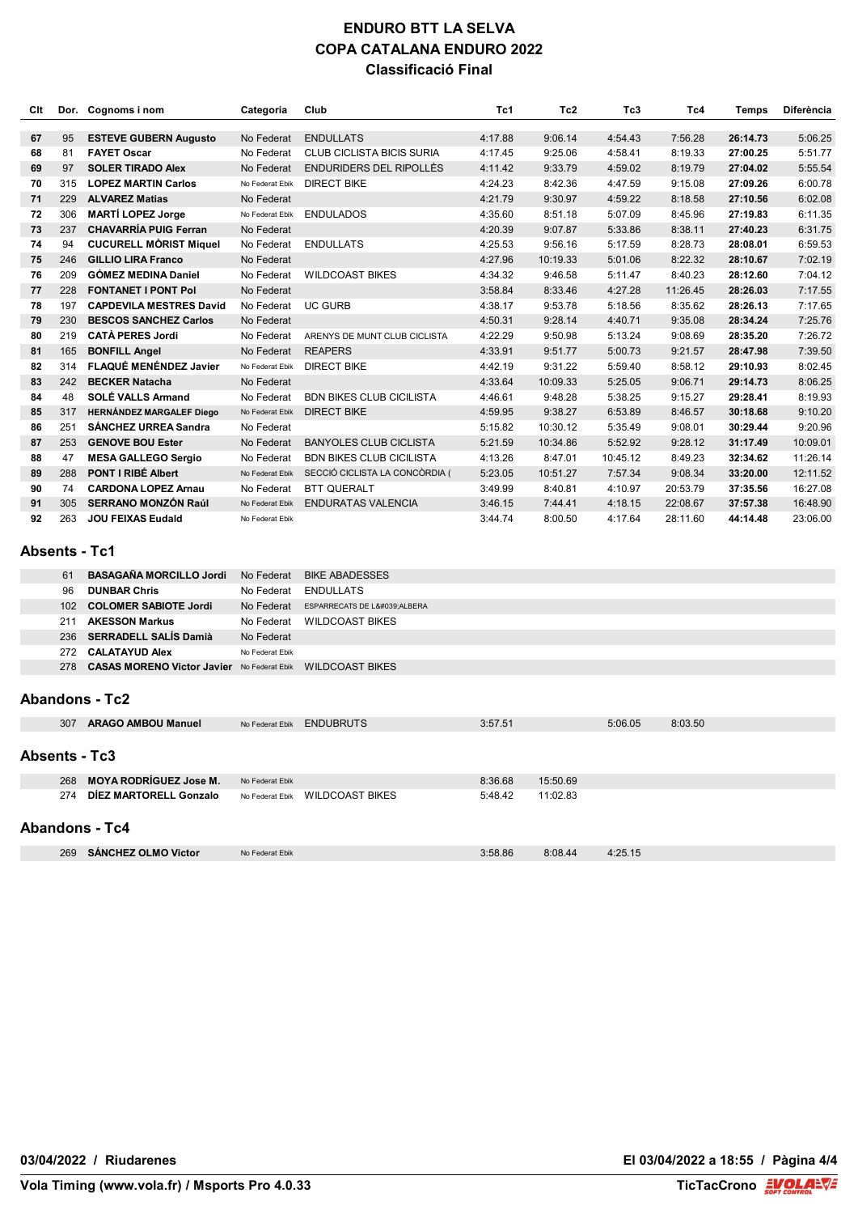# ENDURO BTT LA SELVA
# COPA CATALANA ENDURO 2022
## Classificació Final

| Clt | Dor. | Cognoms i nom | Categoria | Club | Tc1 | Tc2 | Tc3 | Tc4 | Temps | Diferència |
|---|---|---|---|---|---|---|---|---|---|---|
| 67 | 95 | **ESTEVE GUBERN Augusto** | No Federat | ENDULLATS | 4:17.88 | 9:06.14 | 4:54.43 | 7:56.28 | **26:14.73** | 5:06.25 |
| 68 | 81 | **FAYET Oscar** | No Federat | CLUB CICLISTA BICIS SURIA | 4:17.45 | 9:25.06 | 4:58.41 | 8:19.33 | **27:00.25** | 5:51.77 |
| 69 | 97 | **SOLER TIRADO Alex** | No Federat | ENDURIDERS DEL RIPOLLÈS | 4:11.42 | 9:33.79 | 4:59.02 | 8:19.79 | **27:04.02** | 5:55.54 |
| 70 | 315 | **LOPEZ MARTIN Carlos** | No Federat Ebik | DIRECT BIKE | 4:24.23 | 8:42.36 | 4:47.59 | 9:15.08 | **27:09.26** | 6:00.78 |
| 71 | 229 | **ALVAREZ Matias** | No Federat | | 4:21.79 | 9:30.97 | 4:59.22 | 8:18.58 | **27:10.56** | 6:02.08 |
| 72 | 306 | **MARTÍ LOPEZ Jorge** | No Federat Ebik | ENDULADOS | 4:35.60 | 8:51.18 | 5:07.09 | 8:45.96 | **27:19.83** | 6:11.35 |
| 73 | 237 | **CHAVARRÍA PUIG Ferran** | No Federat | | 4:20.39 | 9:07.87 | 5:33.86 | 8:38.11 | **27:40.23** | 6:31.75 |
| 74 | 94 | **CUCURELL MÒRIST Miquel** | No Federat | ENDULLATS | 4:25.53 | 9:56.16 | 5:17.59 | 8:28.73 | **28:08.01** | 6:59.53 |
| 75 | 246 | **GILLIO LIRA Franco** | No Federat | | 4:27.96 | 10:19.33 | 5:01.06 | 8:22.32 | **28:10.67** | 7:02.19 |
| 76 | 209 | **GÓMEZ MEDINA Daniel** | No Federat | WILDCOAST BIKES | 4:34.32 | 9:46.58 | 5:11.47 | 8:40.23 | **28:12.60** | 7:04.12 |
| 77 | 228 | **FONTANET I PONT Pol** | No Federat | | 3:58.84 | 8:33.46 | 4:27.28 | 11:26.45 | **28:26.03** | 7:17.55 |
| 78 | 197 | **CAPDEVILA MESTRES David** | No Federat | UC GURB | 4:38.17 | 9:53.78 | 5:18.56 | 8:35.62 | **28:26.13** | 7:17.65 |
| 79 | 230 | **BESCOS SANCHEZ Carlos** | No Federat | | 4:50.31 | 9:28.14 | 4:40.71 | 9:35.08 | **28:34.24** | 7:25.76 |
| 80 | 219 | **CATÀ PERES Jordi** | No Federat | ARENYS DE MUNT CLUB CICLISTA | 4:22.29 | 9:50.98 | 5:13.24 | 9:08.69 | **28:35.20** | 7:26.72 |
| 81 | 165 | **BONFILL Angel** | No Federat | REAPERS | 4:33.91 | 9:51.77 | 5:00.73 | 9:21.57 | **28:47.98** | 7:39.50 |
| 82 | 314 | **FLAQUÉ MENÉNDEZ Javier** | No Federat Ebik | DIRECT BIKE | 4:42.19 | 9:31.22 | 5:59.40 | 8:58.12 | **29:10.93** | 8:02.45 |
| 83 | 242 | **BECKER Natacha** | No Federat | | 4:33.64 | 10:09.33 | 5:25.05 | 9:06.71 | **29:14.73** | 8:06.25 |
| 84 | 48 | **SOLÉ VALLS Armand** | No Federat | BDN BIKES CLUB CICILISTA | 4:46.61 | 9:48.28 | 5:38.25 | 9:15.27 | **29:28.41** | 8:19.93 |
| 85 | 317 | **HERNÁNDEZ MARGALEF Diego** | No Federat Ebik | DIRECT BIKE | 4:59.95 | 9:38.27 | 6:53.89 | 8:46.57 | **30:18.68** | 9:10.20 |
| 86 | 251 | **SÁNCHEZ URREA Sandra** | No Federat | | 5:15.82 | 10:30.12 | 5:35.49 | 9:08.01 | **30:29.44** | 9:20.96 |
| 87 | 253 | **GENOVE BOU Ester** | No Federat | BANYOLES CLUB CICLISTA | 5:21.59 | 10:34.86 | 5:52.92 | 9:28.12 | **31:17.49** | 10:09.01 |
| 88 | 47 | **MESA GALLEGO Sergio** | No Federat | BDN BIKES CLUB CICILISTA | 4:13.26 | 8:47.01 | 10:45.12 | 8:49.23 | **32:34.62** | 11:26.14 |
| 89 | 288 | **PONT I RIBÉ Albert** | No Federat Ebik | SECCIÓ CICLISTA LA CONCÒRDIA ( | 5:23.05 | 10:51.27 | 7:57.34 | 9:08.34 | **33:20.00** | 12:11.52 |
| 90 | 74 | **CARDONA LOPEZ Arnau** | No Federat | BTT QUERALT | 3:49.99 | 8:40.81 | 4:10.97 | 20:53.79 | **37:35.56** | 16:27.08 |
| 91 | 305 | **SERRANO MONZÓN Raúl** | No Federat Ebik | ENDURATAS VALENCIA | 3:46.15 | 7:44.41 | 4:18.15 | 22:08.67 | **37:57.38** | 16:48.90 |
| 92 | 263 | **JOU FEIXAS Eudald** | No Federat Ebik | | 3:44.74 | 8:00.50 | 4:17.64 | 28:11.60 | **44:14.48** | 23:06.00 |

## Absents - Tc1

| Dor. | Cognoms i nom | Categoria | Club |
|---|---|---|---|
| 61 | **BASAGAÑA MORCILLO Jordi** | No Federat | BIKE ABADESSES |
| 96 | **DUNBAR Chris** | No Federat | ENDULLATS |
| 102 | **COLOMER SABIOTE Jordi** | No Federat | ESPARRECATS DE L&#039;ALBERA |
| 211 | **AKESSON Markus** | No Federat | WILDCOAST BIKES |
| 236 | **SERRADELL SALÍS Damià** | No Federat | |
| 272 | **CALATAYUD Alex** | No Federat Ebik | |
| 278 | **CASAS MORENO Victor Javier** | No Federat Ebik | WILDCOAST BIKES |

## Abandons - Tc2

| Dor. | Cognoms i nom | Categoria | Club | Tc1 | Tc2 | Tc3 | Tc4 |
|---|---|---|---|---|---|---|---|
| 307 | **ARAGO AMBOU Manuel** | No Federat Ebik | ENDUBRUTS | 3:57.51 | | 5:06.05 | 8:03.50 |

## Absents - Tc3

| Dor. | Cognoms i nom | Categoria | Club | Tc1 | Tc2 |
|---|---|---|---|---|---|
| 268 | **MOYA RODRÍGUEZ Jose M.** | No Federat Ebik | | 8:36.68 | 15:50.69 |
| 274 | **DÍEZ MARTORELL Gonzalo** | No Federat Ebik | WILDCOAST BIKES | 5:48.42 | 11:02.83 |

## Abandons - Tc4

| Dor. | Cognoms i nom | Categoria | Club | Tc1 | Tc2 | Tc3 |
|---|---|---|---|---|---|---|
| 269 | **SÁNCHEZ OLMO Victor** | No Federat Ebik | | 3:58.86 | 8:08.44 | 4:25.15 |

**03/04/2022 / Riudarenes** — **El 03/04/2022 a 18:55**

**Vola Timing (www.vola.fr) / Msports Pro 4.0.33** — **TicTacCrono**